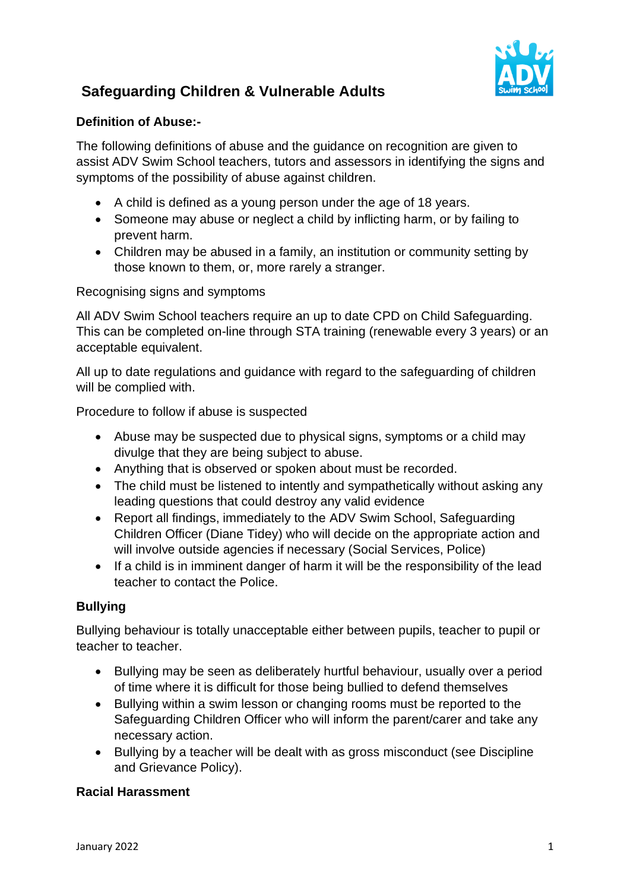# Safeguarding Children & Vulnerable Adults

**Definition of Abuse:-**

The following definitions of abuse and the guidance on recognition are given to assist ADV Swim School teachers, tutors and assessors in identifying the signs and symptoms of the possibility of abuse against children.

- A child is defined as a young person under the age of 18 years.
- Someone may abuse or neglect a child by inflicting harm, or by failing to prevent harm.
- Children may be abused in a family, an institution or community setting by those known to them, or, more rarely a stranger.

Recognising signs and symptoms

All ADV Swim School teachers require an up to date CPD on Child Safeguarding. This can be completed on-line through STA training (renewable every 3 years) or an acceptable equivalent.

All up to date regulations and guidance with regard to the safeguarding of children will be complied with.

Procedure to follow if abuse is suspected

- Abuse may be suspected due to physical signs, symptoms or a child may divulge that they are being subject to abuse.
- Anything that is observed or spoken about must be recorded.
- The child must be listened to intently and sympathetically without asking any leading questions that could destroy any valid evidence
- Report all findings, immediately to the ADV Swim School, Safeguarding Children Officer (Diane Tidey) who will decide on the appropriate action and will involve outside agencies if necessary (Social Services, Police)
- If a child is in imminent danger of harm it will be the responsibility of the lead teacher to contact the Police.

**Bullying**

Bullying behaviour is totally unacceptable either between pupils, teacher to pupil or teacher to teacher.

- Bullying may be seen as deliberately hurtful behaviour, usually over a period of time where it is difficult for those being bullied to defend themselves
- Bullying within a swim lesson or changing rooms must be reported to the Safeguarding Children Officer who will inform the parent/carer and take any necessary action.
- Bullying by a teacher will be dealt with as gross misconduct (see Discipline and Grievance Policy).

**Racial Harassment**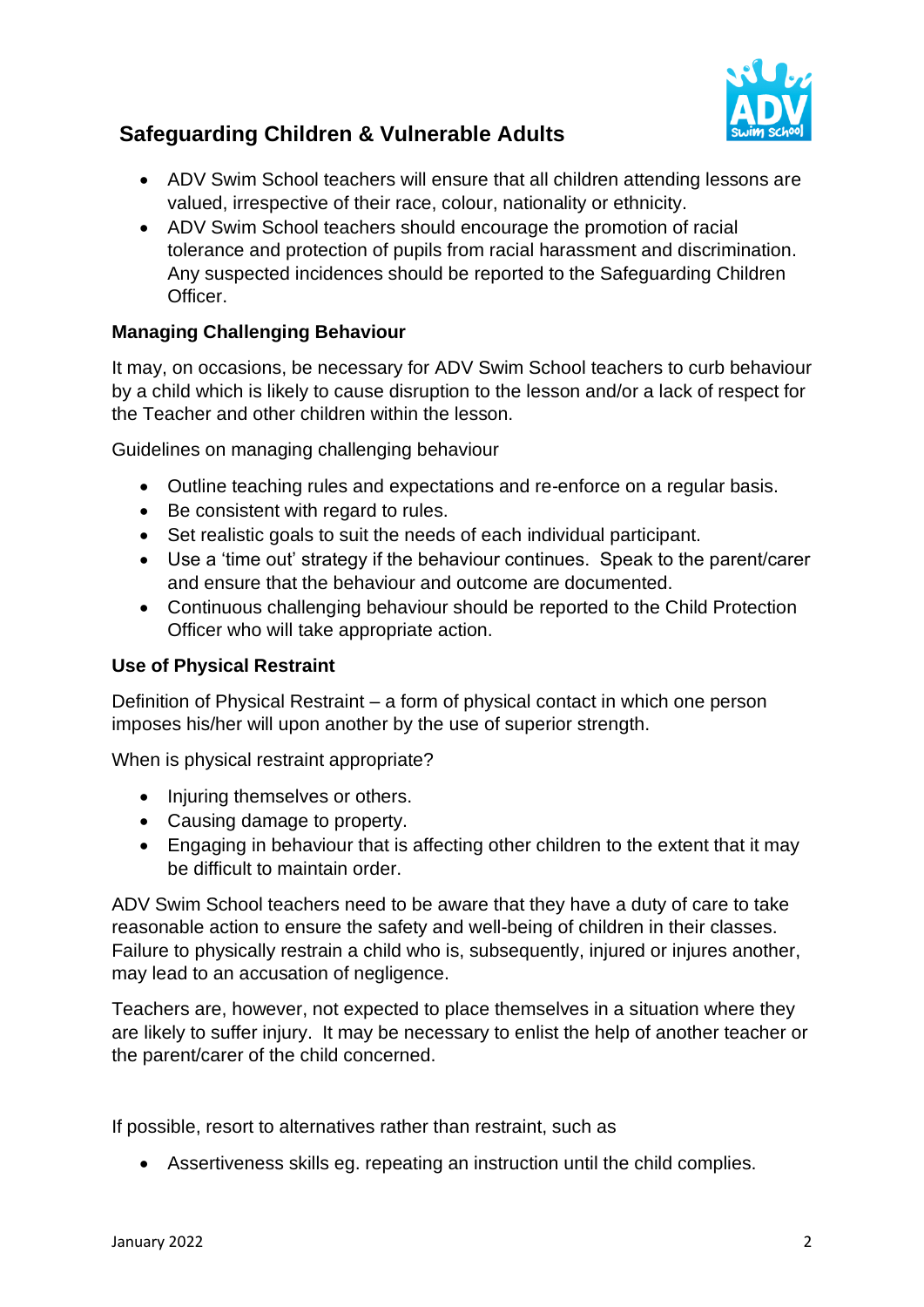## Safeguarding Children & Vulnerable Adults

- ADV Swim School teachers will ensure that all children attending lessons are valued, irrespective of their race, colour, nationality or ethnicity.
- ADV Swim School teachers should encourage the promotion of racial tolerance and protection of pupils from racial harassment and discrimination. Any suspected incidences should be reported to the Safeguarding Children Officer.

**Managing Challenging Behaviour**

It may, on occasions, be necessary for ADV Swim School teachers to curb behaviour by a child which is likely to cause disruption to the lesson and/or a lack of respect for the Teacher and other children within the lesson.

Guidelines on managing challenging behaviour

- Outline teaching rules and expectations and re-enforce on a regular basis.
- Be consistent with regard to rules.
- Set realistic goals to suit the needs of each individual participant.
- Use a 'time out' strategy if the behaviour continues. Speak to the parent/carer and ensure that the behaviour and outcome are documented.
- Continuous challenging behaviour should be reported to the Child Protection Officer who will take appropriate action.

**Use of Physical Restraint**

Definition of Physical Restraint – a form of physical contact in which one person imposes his/her will upon another by the use of superior strength.

When is physical restraint appropriate?

- Injuring themselves or others.
- Causing damage to property.
- Engaging in behaviour that is affecting other children to the extent that it may be difficult to maintain order.

ADV Swim School teachers need to be aware that they have a duty of care to take reasonable action to ensure the safety and well-being of children in their classes. Failure to physically restrain a child who is, subsequently, injured or injures another, may lead to an accusation of negligence.

Teachers are, however, not expected to place themselves in a situation where they are likely to suffer injury. It may be necessary to enlist the help of another teacher or the parent/carer of the child concerned.

If possible, resort to alternatives rather than restraint, such as

- Assertiveness skills eg. repeating an instruction until the child complies.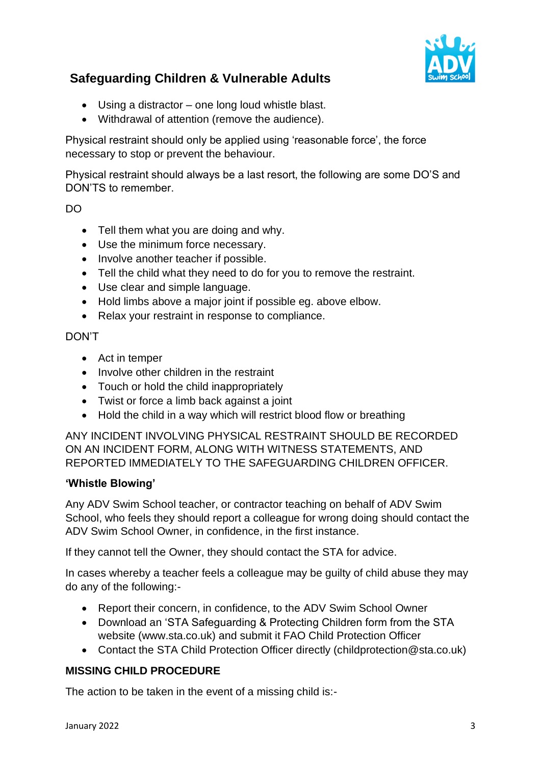- Using a distractor – one long loud whistle blast.
- Withdrawal of attention (remove the audience).

Physical restraint should only be applied using 'reasonable force', the force necessary to stop or prevent the behaviour.

Physical restraint should always be a last resort, the following are some DO'S and DON'TS to remember.

DO

- Tell them what you are doing and why.
- Use the minimum force necessary.
- Involve another teacher if possible.
- Tell the child what they need to do for you to remove the restraint.
- Use clear and simple language.
- Hold limbs above a major joint if possible eg. above elbow.
- Relax your restraint in response to compliance.

DON'T

- Act in temper
- Involve other children in the restraint
- Touch or hold the child inappropriately
- Twist or force a limb back against a joint
- Hold the child in a way which will restrict blood flow or breathing

ANY INCIDENT INVOLVING PHYSICAL RESTRAINT SHOULD BE RECORDED ON AN INCIDENT FORM, ALONG WITH WITNESS STATEMENTS, AND REPORTED IMMEDIATELY TO THE SAFEGUARDING CHILDREN OFFICER.

**'Whistle Blowing'**

Any ADV Swim School teacher, or contractor teaching on behalf of ADV Swim School, who feels they should report a colleague for wrong doing should contact the ADV Swim School Owner, in confidence, in the first instance.

If they cannot tell the Owner, they should contact the STA for advice.

In cases whereby a teacher feels a colleague may be guilty of child abuse they may do any of the following:-

- Report their concern, in confidence, to the ADV Swim School Owner
- Download an 'STA Safeguarding & Protecting Children form from the STA website (www.sta.co.uk) and submit it FAO Child Protection Officer
- Contact the STA Child Protection Officer directly (childprotection@sta.co.uk)

**MISSING CHILD PROCEDURE**

The action to be taken in the event of a missing child is:-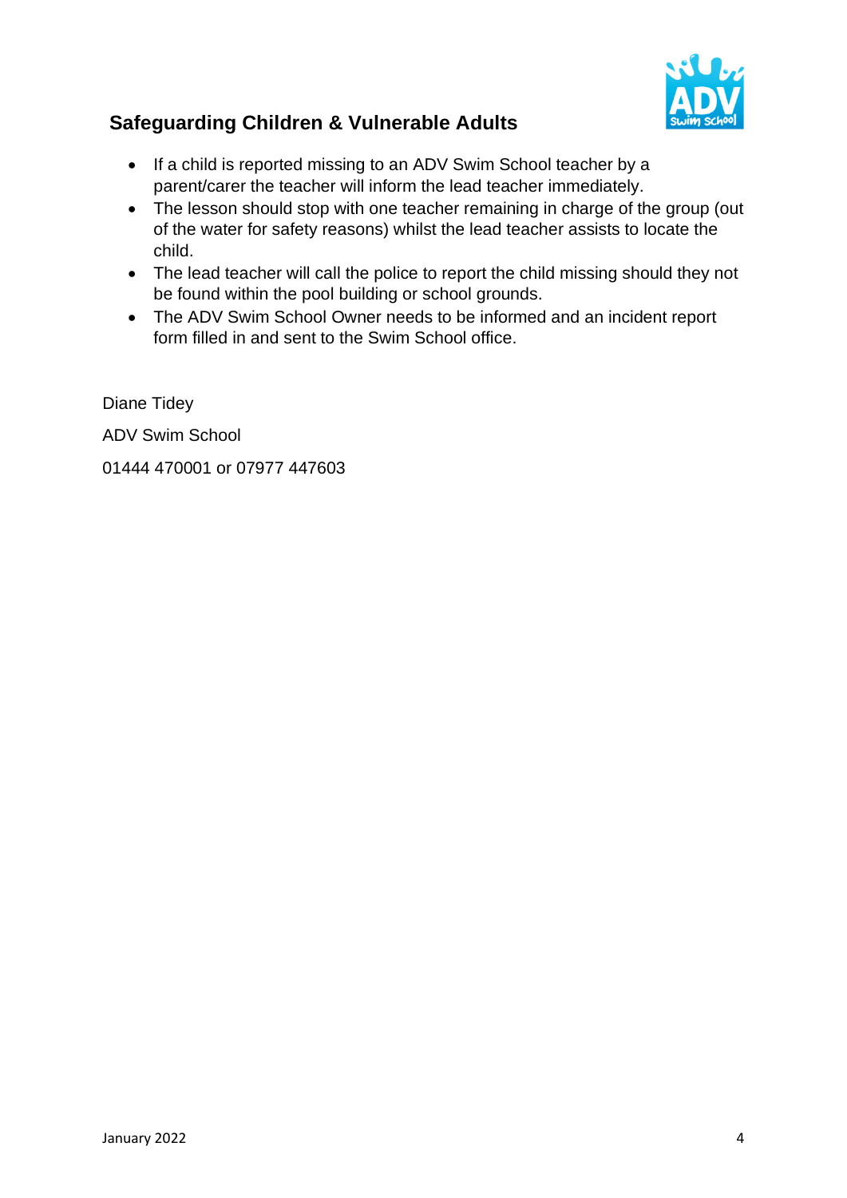## Safeguarding Children & Vulnerable Adults

- If a child is reported missing to an ADV Swim School teacher by a parent/carer the teacher will inform the lead teacher immediately.
- The lesson should stop with one teacher remaining in charge of the group (out of the water for safety reasons) whilst the lead teacher assists to locate the child.
- The lead teacher will call the police to report the child missing should they not be found within the pool building or school grounds.
- The ADV Swim School Owner needs to be informed and an incident report form filled in and sent to the Swim School office.

Diane Tidey

ADV Swim School

01444 470001 or 07977 447603